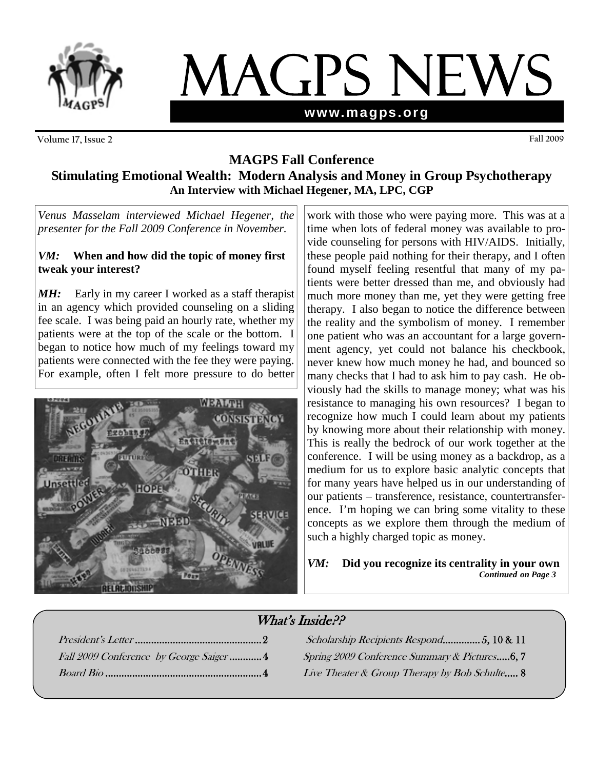# MAGPS NEWS

www.magps.org

Volume 17, Issue 2 — Fall 2009

## MAGPS Fall Conference

## Stimulating Emotional Wealth: Modern Analysis and Money in Group Psychotherapy

### An Interview with Michael Hegener, MA, LPC, CGP

*Venus Masselam interviewed Michael Hegener, the presenter for the Fall 2009 Conference in November.*

***VM:*** **When and how did the topic of money first tweak your interest?**

***MH:*** Early in my career I worked as a staff therapist in an agency which provided counseling on a sliding fee scale. I was being paid an hourly rate, whether my patients were at the top of the scale or the bottom. I began to notice how much of my feelings toward my patients were connected with the fee they were paying. For example, often I felt more pressure to do better work with those who were paying more. This was at a time when lots of federal money was available to provide counseling for persons with HIV/AIDS. Initially, these people paid nothing for their therapy, and I often found myself feeling resentful that many of my patients were better dressed than me, and obviously had much more money than me, yet they were getting free therapy. I also began to notice the difference between the reality and the symbolism of money. I remember one patient who was an accountant for a large government agency, yet could not balance his checkbook, never knew how much money he had, and bounced so many checks that I had to ask him to pay cash. He obviously had the skills to manage money; what was his resistance to managing his own resources? I began to recognize how much I could learn about my patients by knowing more about their relationship with money. This is really the bedrock of our work together at the conference. I will be using money as a backdrop, as a medium for us to explore basic analytic concepts that for many years have helped us in our understanding of our patients – transference, resistance, countertransference. I'm hoping we can bring some vitality to these concepts as we explore them through the medium of such a highly charged topic as money.

***VM:*** **Did you recognize its centrality in your own**

***Continued on Page 3***

### What's Inside??

- President's Letter .............................................. 2
- Fall 2009 Conference by George Saiger ............ 4
- Board Bio .......................................................... 4
- Scholarship Recipients Respond............. 5, 10 & 11
- Spring 2009 Conference Summary & Pictures.....6, 7
- Live Theater & Group Therapy by Bob Schulte..... 8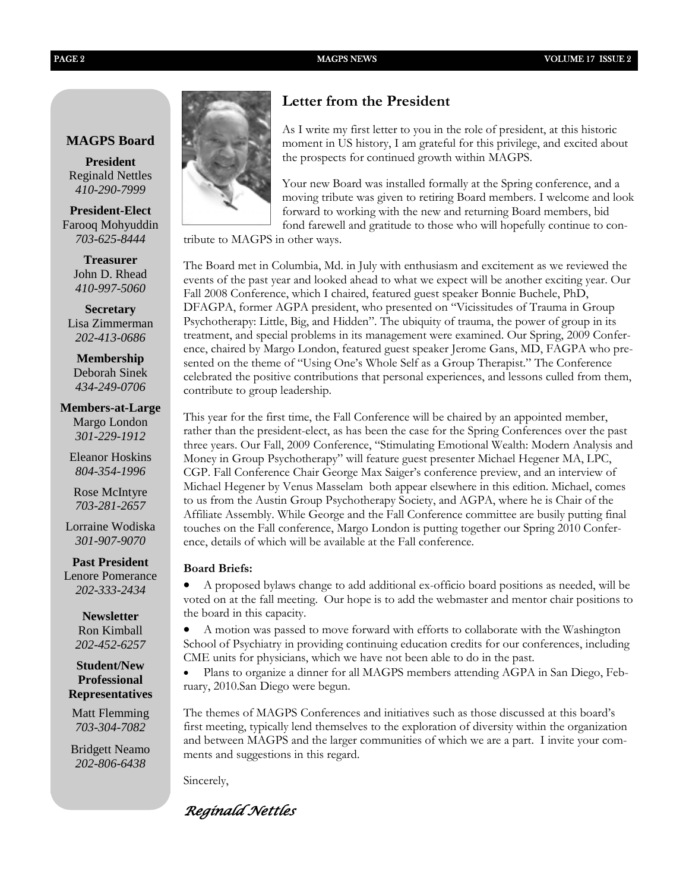## MAGPS Board

**President**
Reginald Nettles
*410-290-7999*

**President-Elect**
Farooq Mohyuddin
*703-625-8444*

**Treasurer**
John D. Rhead
*410-997-5060*

**Secretary**
Lisa Zimmerman
*202-413-0686*

**Membership**
Deborah Sinek
*434-249-0706*

**Members-at-Large**
Margo London
*301-229-1912*

Eleanor Hoskins
*804-354-1996*

Rose McIntyre
*703-281-2657*

Lorraine Wodiska
*301-907-9070*

**Past President**
Lenore Pomerance
*202-333-2434*

**Newsletter**
Ron Kimball
*202-452-6257*

**Student/New Professional Representatives**

Matt Flemming
*703-304-7082*

Bridgett Neamo
*202-806-6438*

## Letter from the President

As I write my first letter to you in the role of president, at this historic moment in US history, I am grateful for this privilege, and excited about the prospects for continued growth within MAGPS.

Your new Board was installed formally at the Spring conference, and a moving tribute was given to retiring Board members. I welcome and look forward to working with the new and returning Board members, bid fond farewell and gratitude to those who will hopefully continue to contribute to MAGPS in other ways.

The Board met in Columbia, Md. in July with enthusiasm and excitement as we reviewed the events of the past year and looked ahead to what we expect will be another exciting year. Our Fall 2008 Conference, which I chaired, featured guest speaker Bonnie Buchele, PhD, DFAGPA, former AGPA president, who presented on "Vicissitudes of Trauma in Group Psychotherapy: Little, Big, and Hidden". The ubiquity of trauma, the power of group in its treatment, and special problems in its management were examined. Our Spring, 2009 Conference, chaired by Margo London, featured guest speaker Jerome Gans, MD, FAGPA who presented on the theme of "Using One's Whole Self as a Group Therapist." The Conference celebrated the positive contributions that personal experiences, and lessons culled from them, contribute to group leadership.

This year for the first time, the Fall Conference will be chaired by an appointed member, rather than the president-elect, as has been the case for the Spring Conferences over the past three years. Our Fall, 2009 Conference, "Stimulating Emotional Wealth: Modern Analysis and Money in Group Psychotherapy" will feature guest presenter Michael Hegener MA, LPC, CGP. Fall Conference Chair George Max Saiger's conference preview, and an interview of Michael Hegener by Venus Masselam both appear elsewhere in this edition. Michael, comes to us from the Austin Group Psychotherapy Society, and AGPA, where he is Chair of the Affiliate Assembly. While George and the Fall Conference committee are busily putting final touches on the Fall conference, Margo London is putting together our Spring 2010 Conference, details of which will be available at the Fall conference.

**Board Briefs:**

- A proposed bylaws change to add additional ex-officio board positions as needed, will be voted on at the fall meeting. Our hope is to add the webmaster and mentor chair positions to the board in this capacity.
- A motion was passed to move forward with efforts to collaborate with the Washington School of Psychiatry in providing continuing education credits for our conferences, including CME units for physicians, which we have not been able to do in the past.
- Plans to organize a dinner for all MAGPS members attending AGPA in San Diego, February, 2010.San Diego were begun.

The themes of MAGPS Conferences and initiatives such as those discussed at this board's first meeting, typically lend themselves to the exploration of diversity within the organization and between MAGPS and the larger communities of which we are a part. I invite your comments and suggestions in this regard.

Sincerely,

*Reginald Nettles*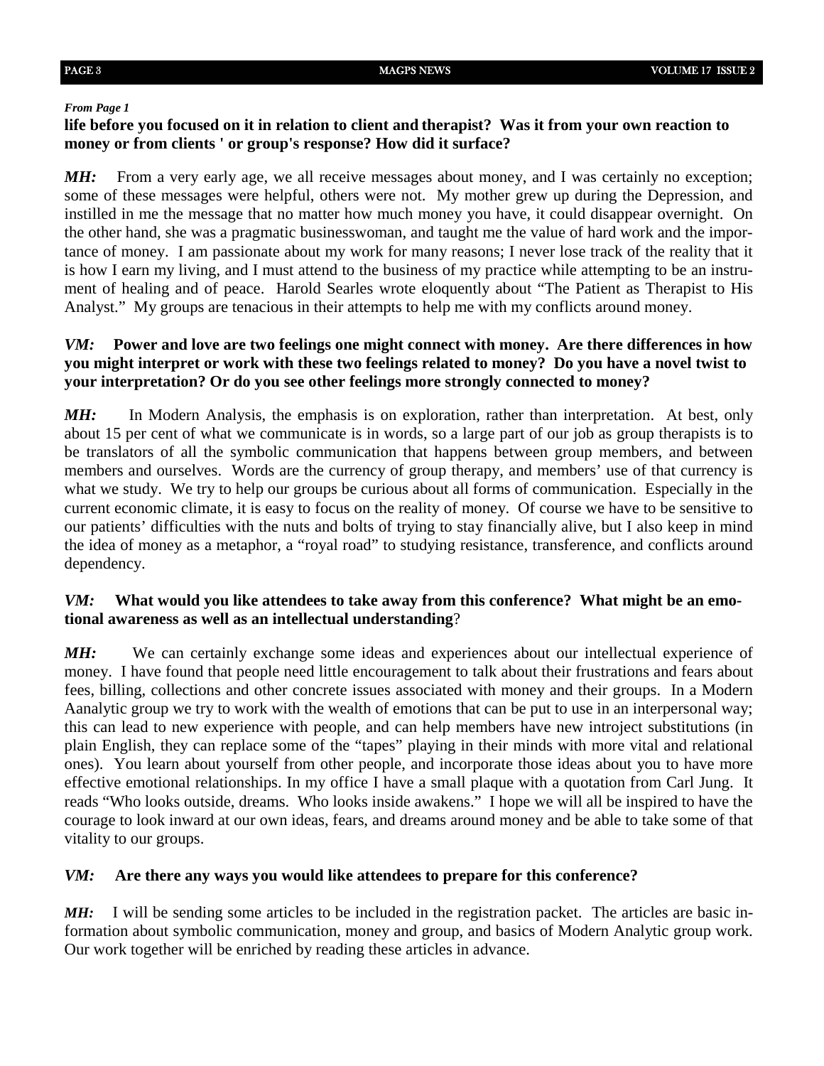*From Page 1*

**life before you focused on it in relation to client and therapist? Was it from your own reaction to money or from clients ' or group's response? How did it surface?**

***MH:*** From a very early age, we all receive messages about money, and I was certainly no exception; some of these messages were helpful, others were not. My mother grew up during the Depression, and instilled in me the message that no matter how much money you have, it could disappear overnight. On the other hand, she was a pragmatic businesswoman, and taught me the value of hard work and the importance of money. I am passionate about my work for many reasons; I never lose track of the reality that it is how I earn my living, and I must attend to the business of my practice while attempting to be an instrument of healing and of peace. Harold Searles wrote eloquently about "The Patient as Therapist to His Analyst." My groups are tenacious in their attempts to help me with my conflicts around money.

***VM:*** **Power and love are two feelings one might connect with money. Are there differences in how you might interpret or work with these two feelings related to money? Do you have a novel twist to your interpretation? Or do you see other feelings more strongly connected to money?**

***MH:*** In Modern Analysis, the emphasis is on exploration, rather than interpretation. At best, only about 15 per cent of what we communicate is in words, so a large part of our job as group therapists is to be translators of all the symbolic communication that happens between group members, and between members and ourselves. Words are the currency of group therapy, and members' use of that currency is what we study. We try to help our groups be curious about all forms of communication. Especially in the current economic climate, it is easy to focus on the reality of money. Of course we have to be sensitive to our patients' difficulties with the nuts and bolts of trying to stay financially alive, but I also keep in mind the idea of money as a metaphor, a "royal road" to studying resistance, transference, and conflicts around dependency.

***VM:*** **What would you like attendees to take away from this conference? What might be an emotional awareness as well as an intellectual understanding**?

***MH:*** We can certainly exchange some ideas and experiences about our intellectual experience of money. I have found that people need little encouragement to talk about their frustrations and fears about fees, billing, collections and other concrete issues associated with money and their groups. In a Modern Aanalytic group we try to work with the wealth of emotions that can be put to use in an interpersonal way; this can lead to new experience with people, and can help members have new introject substitutions (in plain English, they can replace some of the "tapes" playing in their minds with more vital and relational ones). You learn about yourself from other people, and incorporate those ideas about you to have more effective emotional relationships. In my office I have a small plaque with a quotation from Carl Jung. It reads "Who looks outside, dreams. Who looks inside awakens." I hope we will all be inspired to have the courage to look inward at our own ideas, fears, and dreams around money and be able to take some of that vitality to our groups.

***VM:*** **Are there any ways you would like attendees to prepare for this conference?**

***MH:*** I will be sending some articles to be included in the registration packet. The articles are basic information about symbolic communication, money and group, and basics of Modern Analytic group work. Our work together will be enriched by reading these articles in advance.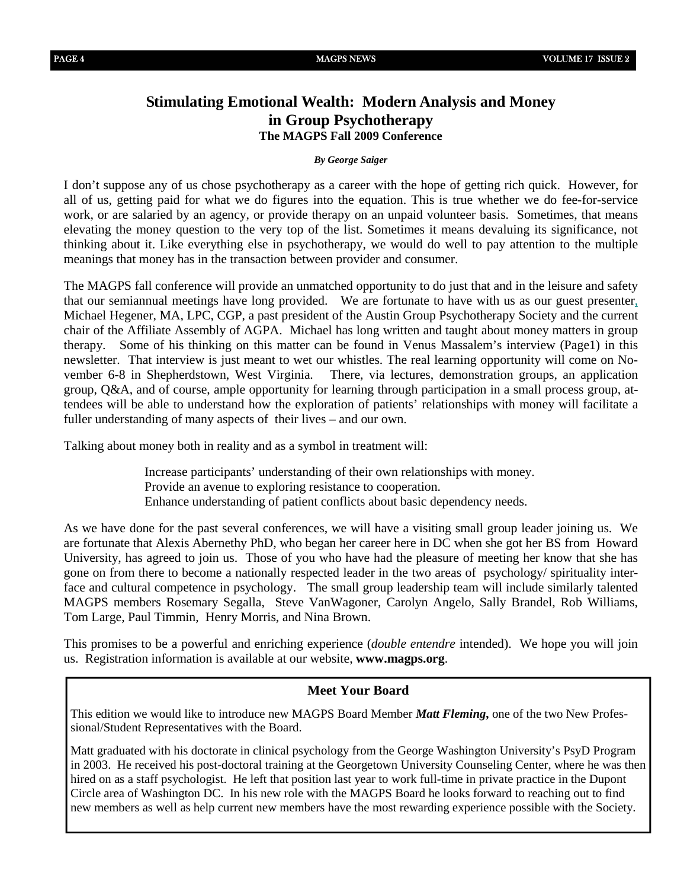## Stimulating Emotional Wealth: Modern Analysis and Money in Group Psychotherapy

### The MAGPS Fall 2009 Conference

***By George Saiger***

I don't suppose any of us chose psychotherapy as a career with the hope of getting rich quick. However, for all of us, getting paid for what we do figures into the equation. This is true whether we do fee-for-service work, or are salaried by an agency, or provide therapy on an unpaid volunteer basis. Sometimes, that means elevating the money question to the very top of the list. Sometimes it means devaluing its significance, not thinking about it. Like everything else in psychotherapy, we would do well to pay attention to the multiple meanings that money has in the transaction between provider and consumer.

The MAGPS fall conference will provide an unmatched opportunity to do just that and in the leisure and safety that our semiannual meetings have long provided. We are fortunate to have with us as our guest presenter, Michael Hegener, MA, LPC, CGP, a past president of the Austin Group Psychotherapy Society and the current chair of the Affiliate Assembly of AGPA. Michael has long written and taught about money matters in group therapy. Some of his thinking on this matter can be found in Venus Massalem's interview (Page1) in this newsletter. That interview is just meant to wet our whistles. The real learning opportunity will come on November 6-8 in Shepherdstown, West Virginia. There, via lectures, demonstration groups, an application group, Q&A, and of course, ample opportunity for learning through participation in a small process group, attendees will be able to understand how the exploration of patients' relationships with money will facilitate a fuller understanding of many aspects of their lives – and our own.

Talking about money both in reality and as a symbol in treatment will:

Increase participants' understanding of their own relationships with money.
Provide an avenue to exploring resistance to cooperation.
Enhance understanding of patient conflicts about basic dependency needs.

As we have done for the past several conferences, we will have a visiting small group leader joining us. We are fortunate that Alexis Abernethy PhD, who began her career here in DC when she got her BS from Howard University, has agreed to join us. Those of you who have had the pleasure of meeting her know that she has gone on from there to become a nationally respected leader in the two areas of psychology/ spirituality interface and cultural competence in psychology. The small group leadership team will include similarly talented MAGPS members Rosemary Segalla, Steve VanWagoner, Carolyn Angelo, Sally Brandel, Rob Williams, Tom Large, Paul Timmin, Henry Morris, and Nina Brown.

This promises to be a powerful and enriching experience (*double entendre* intended). We hope you will join us. Registration information is available at our website, **www.magps.org**.

---

### Meet Your Board

This edition we would like to introduce new MAGPS Board Member ***Matt Fleming,*** one of the two New Professional/Student Representatives with the Board.

Matt graduated with his doctorate in clinical psychology from the George Washington University's PsyD Program in 2003. He received his post-doctoral training at the Georgetown University Counseling Center, where he was then hired on as a staff psychologist. He left that position last year to work full-time in private practice in the Dupont Circle area of Washington DC. In his new role with the MAGPS Board he looks forward to reaching out to find new members as well as help current new members have the most rewarding experience possible with the Society.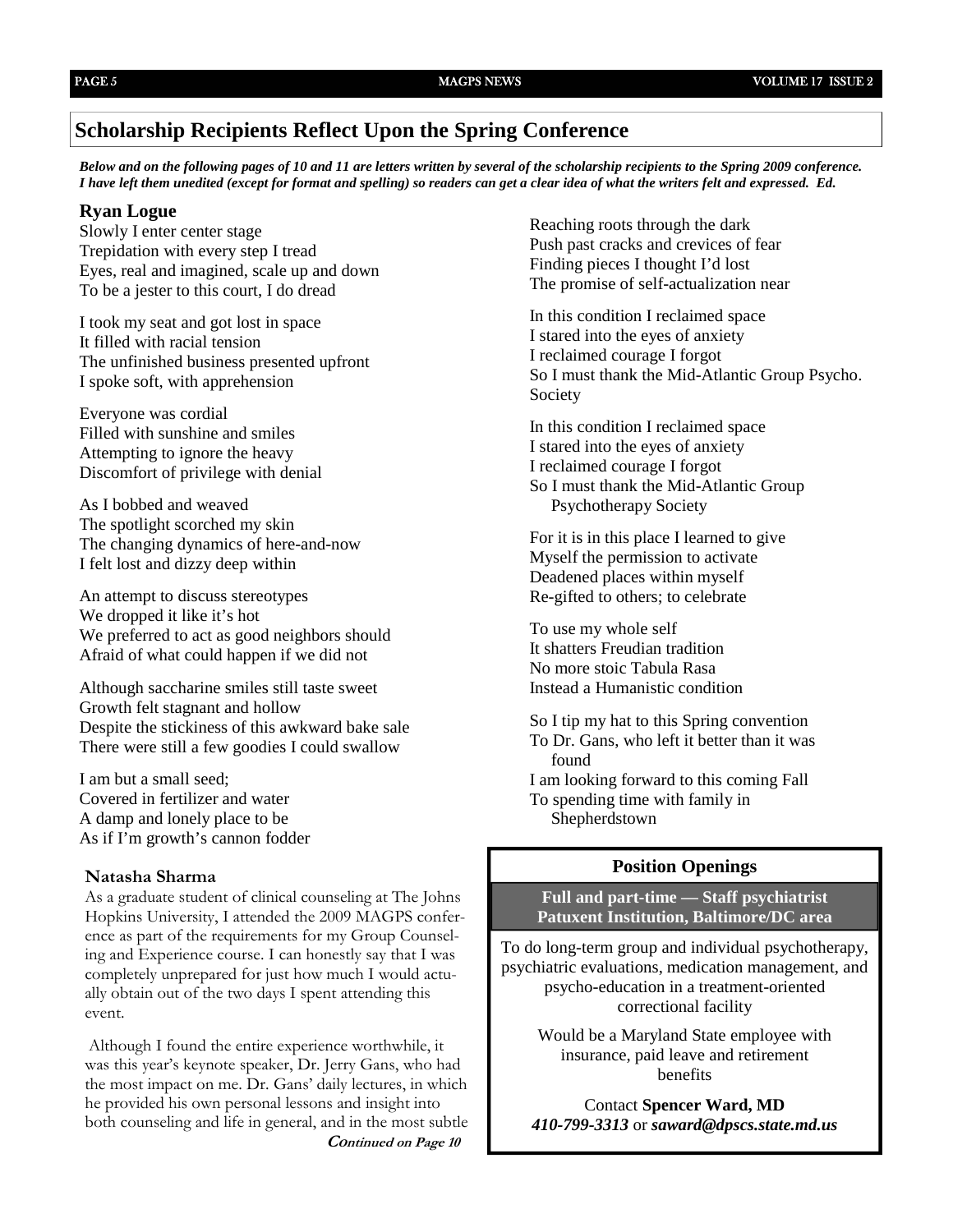## Scholarship Recipients Reflect Upon the Spring Conference

***Below and on the following pages of 10 and 11 are letters written by several of the scholarship recipients to the Spring 2009 conference. I have left them unedited (except for format and spelling) so readers can get a clear idea of what the writers felt and expressed. Ed.***

### Ryan Logue

Slowly I enter center stage
Trepidation with every step I tread
Eyes, real and imagined, scale up and down
To be a jester to this court, I do dread

I took my seat and got lost in space
It filled with racial tension
The unfinished business presented upfront
I spoke soft, with apprehension

Everyone was cordial
Filled with sunshine and smiles
Attempting to ignore the heavy
Discomfort of privilege with denial

As I bobbed and weaved
The spotlight scorched my skin
The changing dynamics of here-and-now
I felt lost and dizzy deep within

An attempt to discuss stereotypes
We dropped it like it's hot
We preferred to act as good neighbors should
Afraid of what could happen if we did not

Although saccharine smiles still taste sweet
Growth felt stagnant and hollow
Despite the stickiness of this awkward bake sale
There were still a few goodies I could swallow

I am but a small seed;
Covered in fertilizer and water
A damp and lonely place to be
As if I'm growth's cannon fodder

Reaching roots through the dark
Push past cracks and crevices of fear
Finding pieces I thought I'd lost
The promise of self-actualization near

In this condition I reclaimed space
I stared into the eyes of anxiety
I reclaimed courage I forgot
So I must thank the Mid-Atlantic Group Psycho. Society

In this condition I reclaimed space
I stared into the eyes of anxiety
I reclaimed courage I forgot
So I must thank the Mid-Atlantic Group Psychotherapy Society

For it is in this place I learned to give
Myself the permission to activate
Deadened places within myself
Re-gifted to others; to celebrate

To use my whole self
It shatters Freudian tradition
No more stoic Tabula Rasa
Instead a Humanistic condition

So I tip my hat to this Spring convention
To Dr. Gans, who left it better than it was found
I am looking forward to this coming Fall
To spending time with family in Shepherdstown

### Natasha Sharma

As a graduate student of clinical counseling at The Johns Hopkins University, I attended the 2009 MAGPS conference as part of the requirements for my Group Counseling and Experience course. I can honestly say that I was completely unprepared for just how much I would actually obtain out of the two days I spent attending this event.

Although I found the entire experience worthwhile, it was this year's keynote speaker, Dr. Jerry Gans, who had the most impact on me. Dr. Gans' daily lectures, in which he provided his own personal lessons and insight into both counseling and life in general, and in the most subtle

***Continued on Page 10***

---

### Position Openings

**Full and part-time — Staff psychiatrist**
**Patuxent Institution, Baltimore/DC area**

To do long-term group and individual psychotherapy, psychiatric evaluations, medication management, and psycho-education in a treatment-oriented correctional facility

Would be a Maryland State employee with insurance, paid leave and retirement benefits

Contact **Spencer Ward, MD**
***410-799-3313*** or ***saward@dpscs.state.md.us***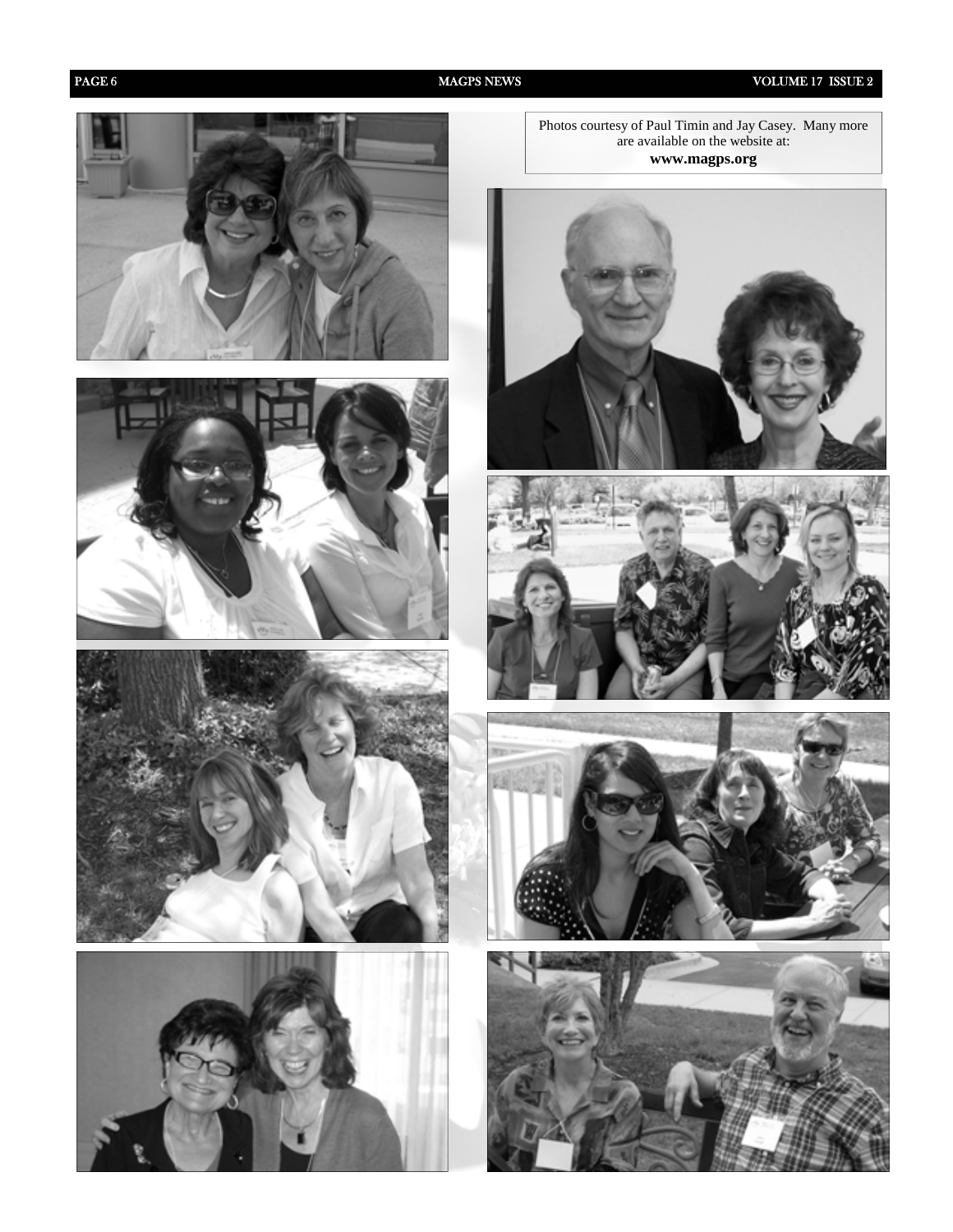Photos courtesy of Paul Timin and Jay Casey. Many more are available on the website at:

**www.magps.org**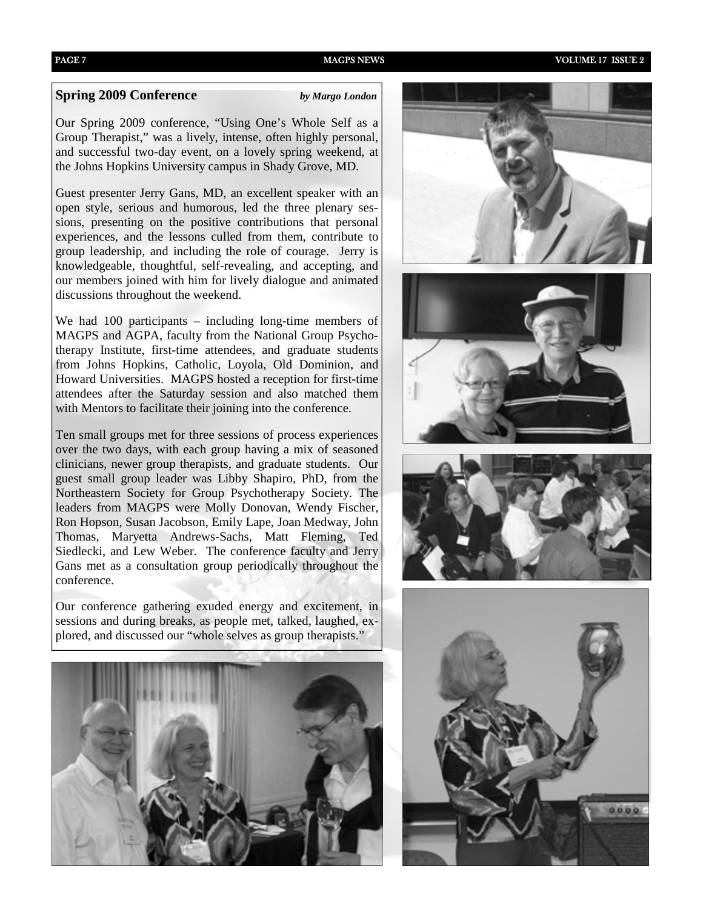## Spring 2009 Conference

*by Margo London*

Our Spring 2009 conference, "Using One's Whole Self as a Group Therapist," was a lively, intense, often highly personal, and successful two-day event, on a lovely spring weekend, at the Johns Hopkins University campus in Shady Grove, MD.

Guest presenter Jerry Gans, MD, an excellent speaker with an open style, serious and humorous, led the three plenary sessions, presenting on the positive contributions that personal experiences, and the lessons culled from them, contribute to group leadership, and including the role of courage. Jerry is knowledgeable, thoughtful, self-revealing, and accepting, and our members joined with him for lively dialogue and animated discussions throughout the weekend.

We had 100 participants – including long-time members of MAGPS and AGPA, faculty from the National Group Psychotherapy Institute, first-time attendees, and graduate students from Johns Hopkins, Catholic, Loyola, Old Dominion, and Howard Universities. MAGPS hosted a reception for first-time attendees after the Saturday session and also matched them with Mentors to facilitate their joining into the conference.

Ten small groups met for three sessions of process experiences over the two days, with each group having a mix of seasoned clinicians, newer group therapists, and graduate students. Our guest small group leader was Libby Shapiro, PhD, from the Northeastern Society for Group Psychotherapy Society. The leaders from MAGPS were Molly Donovan, Wendy Fischer, Ron Hopson, Susan Jacobson, Emily Lape, Joan Medway, John Thomas, Maryetta Andrews-Sachs, Matt Fleming, Ted Siedlecki, and Lew Weber. The conference faculty and Jerry Gans met as a consultation group periodically throughout the conference.

Our conference gathering exuded energy and excitement, in sessions and during breaks, as people met, talked, laughed, explored, and discussed our "whole selves as group therapists."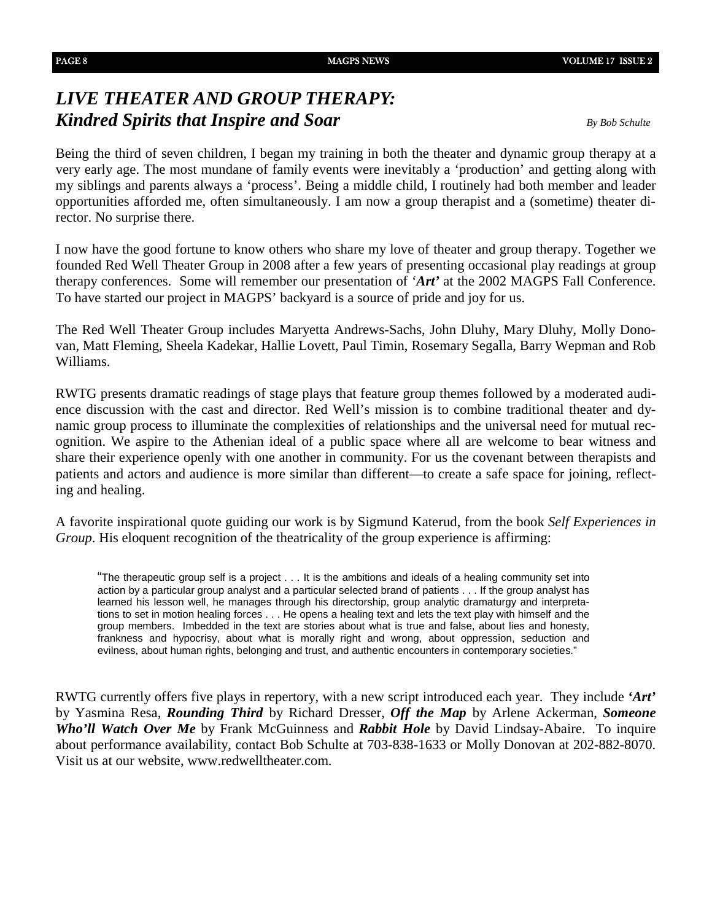## *LIVE THEATER AND GROUP THERAPY: Kindred Spirits that Inspire and Soar*

*By Bob Schulte*

Being the third of seven children, I began my training in both the theater and dynamic group therapy at a very early age. The most mundane of family events were inevitably a 'production' and getting along with my siblings and parents always a 'process'. Being a middle child, I routinely had both member and leader opportunities afforded me, often simultaneously. I am now a group therapist and a (sometime) theater director. No surprise there.

I now have the good fortune to know others who share my love of theater and group therapy. Together we founded Red Well Theater Group in 2008 after a few years of presenting occasional play readings at group therapy conferences. Some will remember our presentation of '***Art'*** at the 2002 MAGPS Fall Conference. To have started our project in MAGPS' backyard is a source of pride and joy for us.

The Red Well Theater Group includes Maryetta Andrews-Sachs, John Dluhy, Mary Dluhy, Molly Donovan, Matt Fleming, Sheela Kadekar, Hallie Lovett, Paul Timin, Rosemary Segalla, Barry Wepman and Rob Williams.

RWTG presents dramatic readings of stage plays that feature group themes followed by a moderated audience discussion with the cast and director. Red Well's mission is to combine traditional theater and dynamic group process to illuminate the complexities of relationships and the universal need for mutual recognition. We aspire to the Athenian ideal of a public space where all are welcome to bear witness and share their experience openly with one another in community. For us the covenant between therapists and patients and actors and audience is more similar than different—to create a safe space for joining, reflecting and healing.

A favorite inspirational quote guiding our work is by Sigmund Katerud, from the book *Self Experiences in Group*. His eloquent recognition of the theatricality of the group experience is affirming:

> "The therapeutic group self is a project . . . It is the ambitions and ideals of a healing community set into action by a particular group analyst and a particular selected brand of patients . . . If the group analyst has learned his lesson well, he manages through his directorship, group analytic dramaturgy and interpretations to set in motion healing forces . . . He opens a healing text and lets the text play with himself and the group members. Imbedded in the text are stories about what is true and false, about lies and honesty, frankness and hypocrisy, about what is morally right and wrong, about oppression, seduction and evilness, about human rights, belonging and trust, and authentic encounters in contemporary societies."

RWTG currently offers five plays in repertory, with a new script introduced each year. They include ***'Art'*** by Yasmina Resa, ***Rounding Third*** by Richard Dresser, ***Off the Map*** by Arlene Ackerman, ***Someone Who'll Watch Over Me*** by Frank McGuinness and ***Rabbit Hole*** by David Lindsay-Abaire. To inquire about performance availability, contact Bob Schulte at 703-838-1633 or Molly Donovan at 202-882-8070. Visit us at our website, www.redwelltheater.com.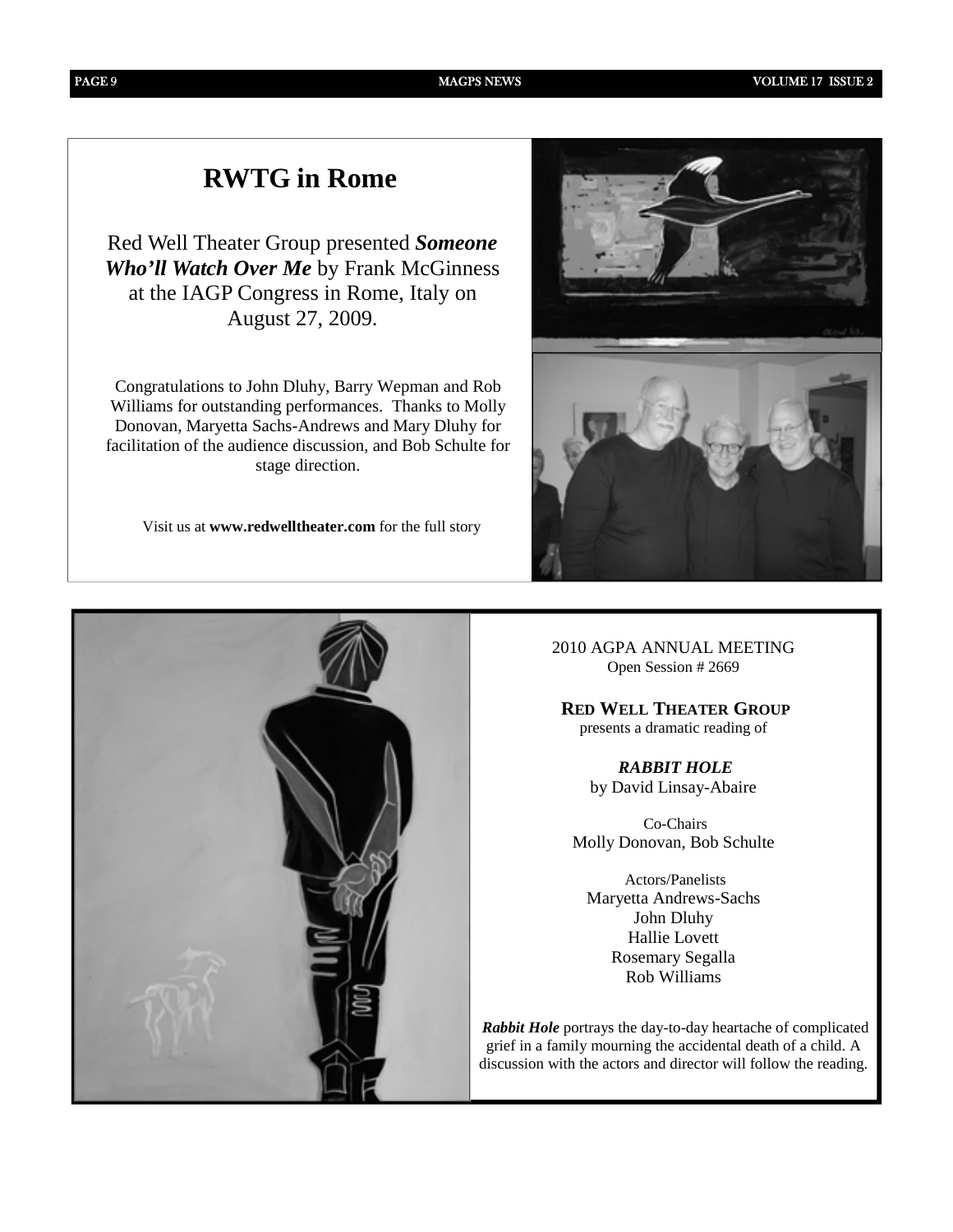# RWTG in Rome

Red Well Theater Group presented ***Someone Who'll Watch Over Me*** by Frank McGinness at the IAGP Congress in Rome, Italy on August 27, 2009.

Congratulations to John Dluhy, Barry Wepman and Rob Williams for outstanding performances. Thanks to Molly Donovan, Maryetta Sachs-Andrews and Mary Dluhy for facilitation of the audience discussion, and Bob Schulte for stage direction.

Visit us at **www.redwelltheater.com** for the full story

2010 AGPA ANNUAL MEETING
Open Session # 2669

**RED WELL THEATER GROUP**
presents a dramatic reading of

***RABBIT HOLE***
by David Linsay-Abaire

Co-Chairs
Molly Donovan, Bob Schulte

Actors/Panelists
Maryetta Andrews-Sachs
John Dluhy
Hallie Lovett
Rosemary Segalla
Rob Williams

***Rabbit Hole*** portrays the day-to-day heartache of complicated grief in a family mourning the accidental death of a child. A discussion with the actors and director will follow the reading.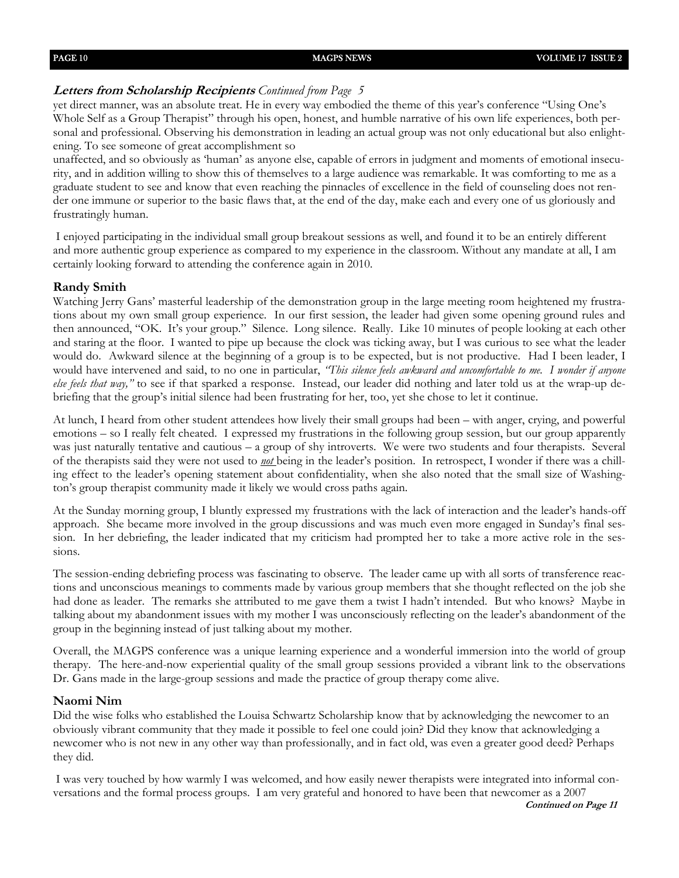**_Letters from Scholarship Recipients_** *Continued from Page 5*

yet direct manner, was an absolute treat. He in every way embodied the theme of this year's conference "Using One's Whole Self as a Group Therapist" through his open, honest, and humble narrative of his own life experiences, both personal and professional. Observing his demonstration in leading an actual group was not only educational but also enlightening. To see someone of great accomplishment so unaffected, and so obviously as 'human' as anyone else, capable of errors in judgment and moments of emotional insecurity, and in addition willing to show this of themselves to a large audience was remarkable. It was comforting to me as a graduate student to see and know that even reaching the pinnacles of excellence in the field of counseling does not render one immune or superior to the basic flaws that, at the end of the day, make each and every one of us gloriously and frustratingly human.

I enjoyed participating in the individual small group breakout sessions as well, and found it to be an entirely different and more authentic group experience as compared to my experience in the classroom. Without any mandate at all, I am certainly looking forward to attending the conference again in 2010.

### Randy Smith

Watching Jerry Gans' masterful leadership of the demonstration group in the large meeting room heightened my frustrations about my own small group experience. In our first session, the leader had given some opening ground rules and then announced, "OK. It's your group." Silence. Long silence. Really. Like 10 minutes of people looking at each other and staring at the floor. I wanted to pipe up because the clock was ticking away, but I was curious to see what the leader would do. Awkward silence at the beginning of a group is to be expected, but is not productive. Had I been leader, I would have intervened and said, to no one in particular, *"This silence feels awkward and uncomfortable to me. I wonder if anyone else feels that way,"* to see if that sparked a response. Instead, our leader did nothing and later told us at the wrap-up debriefing that the group's initial silence had been frustrating for her, too, yet she chose to let it continue.

At lunch, I heard from other student attendees how lively their small groups had been – with anger, crying, and powerful emotions – so I really felt cheated. I expressed my frustrations in the following group session, but our group apparently was just naturally tentative and cautious – a group of shy introverts. We were two students and four therapists. Several of the therapists said they were not used to ***not*** being in the leader's position. In retrospect, I wonder if there was a chilling effect to the leader's opening statement about confidentiality, when she also noted that the small size of Washington's group therapist community made it likely we would cross paths again.

At the Sunday morning group, I bluntly expressed my frustrations with the lack of interaction and the leader's hands-off approach. She became more involved in the group discussions and was much even more engaged in Sunday's final session. In her debriefing, the leader indicated that my criticism had prompted her to take a more active role in the sessions.

The session-ending debriefing process was fascinating to observe. The leader came up with all sorts of transference reactions and unconscious meanings to comments made by various group members that she thought reflected on the job she had done as leader. The remarks she attributed to me gave them a twist I hadn't intended. But who knows? Maybe in talking about my abandonment issues with my mother I was unconsciously reflecting on the leader's abandonment of the group in the beginning instead of just talking about my mother.

Overall, the MAGPS conference was a unique learning experience and a wonderful immersion into the world of group therapy. The here-and-now experiential quality of the small group sessions provided a vibrant link to the observations Dr. Gans made in the large-group sessions and made the practice of group therapy come alive.

### Naomi Nim

Did the wise folks who established the Louisa Schwartz Scholarship know that by acknowledging the newcomer to an obviously vibrant community that they made it possible to feel one could join? Did they know that acknowledging a newcomer who is not new in any other way than professionally, and in fact old, was even a greater good deed? Perhaps they did.

I was very touched by how warmly I was welcomed, and how easily newer therapists were integrated into informal conversations and the formal process groups. I am very grateful and honored to have been that newcomer as a 2007

***Continued on Page 11***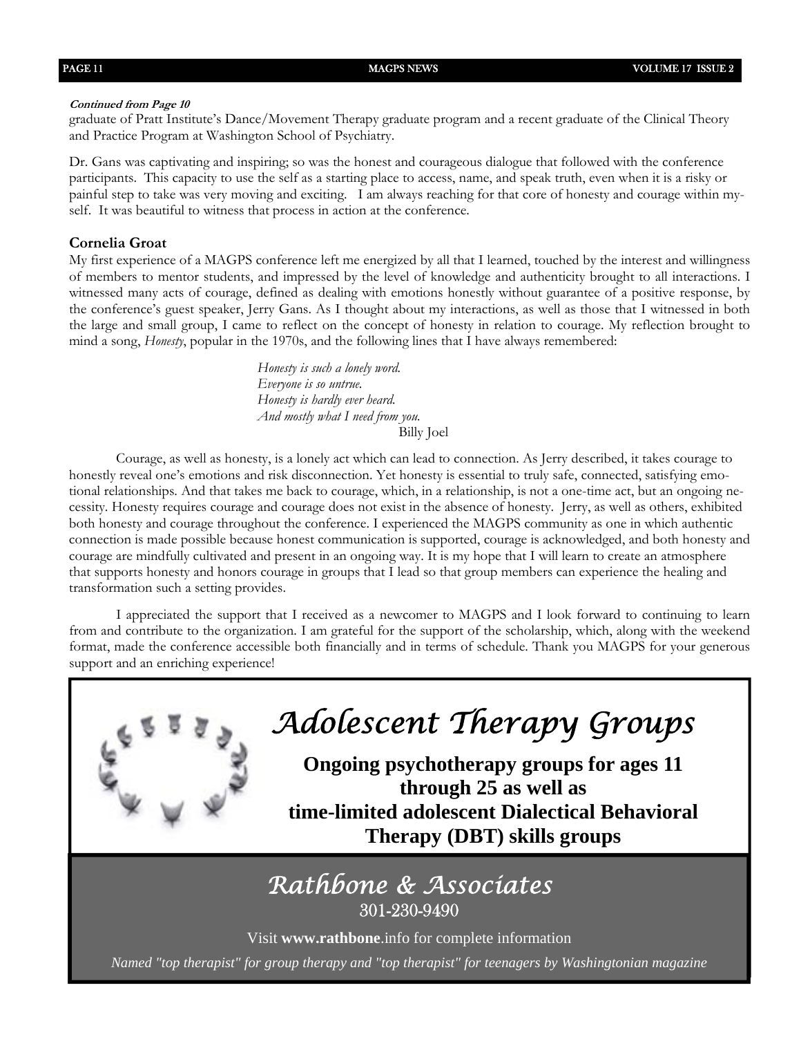***Continued from Page 10***

graduate of Pratt Institute's Dance/Movement Therapy graduate program and a recent graduate of the Clinical Theory and Practice Program at Washington School of Psychiatry.

Dr. Gans was captivating and inspiring; so was the honest and courageous dialogue that followed with the conference participants. This capacity to use the self as a starting place to access, name, and speak truth, even when it is a risky or painful step to take was very moving and exciting. I am always reaching for that core of honesty and courage within myself. It was beautiful to witness that process in action at the conference.

### Cornelia Groat

My first experience of a MAGPS conference left me energized by all that I learned, touched by the interest and willingness of members to mentor students, and impressed by the level of knowledge and authenticity brought to all interactions. I witnessed many acts of courage, defined as dealing with emotions honestly without guarantee of a positive response, by the conference's guest speaker, Jerry Gans. As I thought about my interactions, as well as those that I witnessed in both the large and small group, I came to reflect on the concept of honesty in relation to courage. My reflection brought to mind a song, *Honesty*, popular in the 1970s, and the following lines that I have always remembered:

> *Honesty is such a lonely word.*
> *Everyone is so untrue.*
> *Honesty is hardly ever heard.*
> *And mostly what I need from you.*
> Billy Joel

Courage, as well as honesty, is a lonely act which can lead to connection. As Jerry described, it takes courage to honestly reveal one's emotions and risk disconnection. Yet honesty is essential to truly safe, connected, satisfying emotional relationships. And that takes me back to courage, which, in a relationship, is not a one-time act, but an ongoing necessity. Honesty requires courage and courage does not exist in the absence of honesty. Jerry, as well as others, exhibited both honesty and courage throughout the conference. I experienced the MAGPS community as one in which authentic connection is made possible because honest communication is supported, courage is acknowledged, and both honesty and courage are mindfully cultivated and present in an ongoing way. It is my hope that I will learn to create an atmosphere that supports honesty and honors courage in groups that I lead so that group members can experience the healing and transformation such a setting provides.

I appreciated the support that I received as a newcomer to MAGPS and I look forward to continuing to learn from and contribute to the organization. I am grateful for the support of the scholarship, which, along with the weekend format, made the conference accessible both financially and in terms of schedule. Thank you MAGPS for your generous support and an enriching experience!

---

## *Adolescent Therapy Groups*

**Ongoing psychotherapy groups for ages 11 through 25 as well as time-limited adolescent Dialectical Behavioral Therapy (DBT) skills groups**

### *Rathbone & Associates*

301-230-9490

Visit **www.rathbone**.info for complete information

*Named "top therapist" for group therapy and "top therapist" for teenagers by Washingtonian magazine*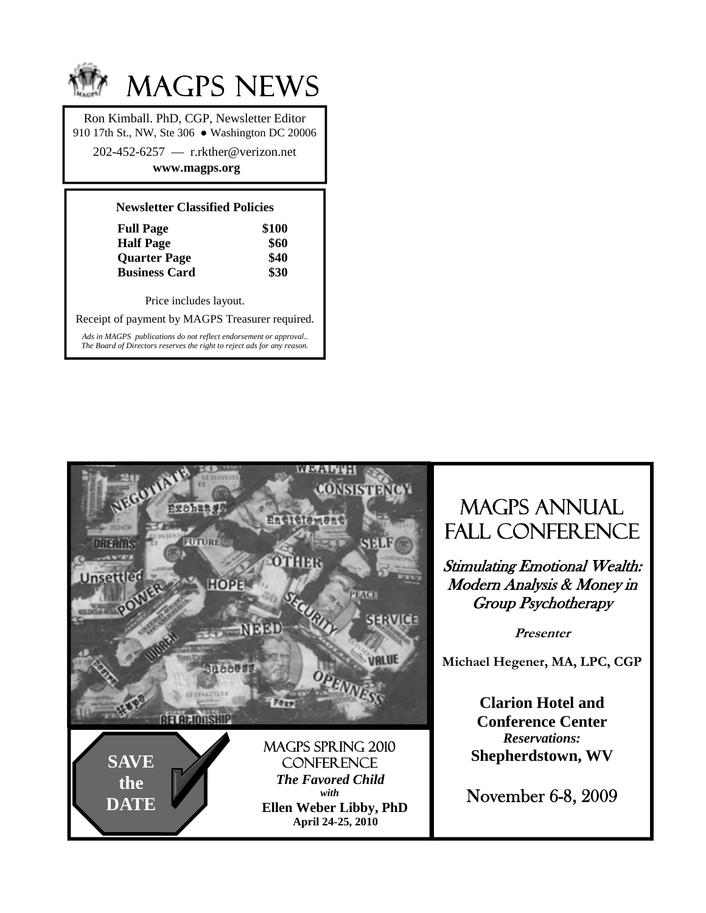# MAGPS NEWS

Ron Kimball. PhD, CGP, Newsletter Editor
910 17th St., NW, Ste 306 ● Washington DC 20006
202-452-6257 — r.rkther@verizon.net
**www.magps.org**

**Newsletter Classified Policies**

| | |
|---|---|
| **Full Page** | **$100** |
| **Half Page** | **$60** |
| **Quarter Page** | **$40** |
| **Business Card** | **$30** |

Price includes layout.

Receipt of payment by MAGPS Treasurer required.

*Ads in MAGPS publications do not reflect endorsement or approval.. The Board of Directors reserves the right to reject ads for any reason.*

NEGOTIATE WEALTH CONSISTENCY Exchange Entitlement DREAMS FUTURE SELF OTHER Unsettled POWER HOPE PEACE SECURITY SERVICE NEED WORTH VALUE Success OPENNESS Hope Fear RELATIONSHIP

## MAGPS ANNUAL FALL CONFERENCE

*Stimulating Emotional Wealth: Modern Analysis & Money in Group Psychotherapy*

**Presenter**

**Michael Hegener, MA, LPC, CGP**

**Clarion Hotel and Conference Center**
***Reservations:***
**Shepherdstown, WV**

November 6-8, 2009

**SAVE the DATE**

MAGPS SPRING 2010 CONFERENCE
***The Favored Child***
***with***
**Ellen Weber Libby, PhD**
**April 24-25, 2010**